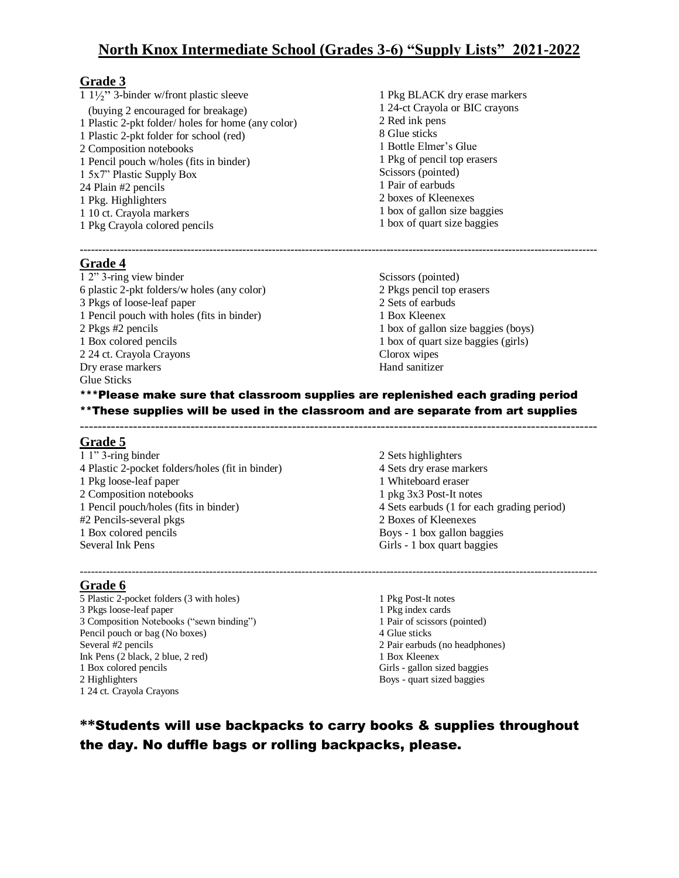# North Knox Intermediate School (Grades 3-6) "Supply Lists" 2021-2022

## Grade 3

1 1½" 3-binder w/front plastic sleeve
(buying 2 encouraged for breakage)
1 Plastic 2-pkt folder/ holes for home (any color)
1 Plastic 2-pkt folder for school (red)
2 Composition notebooks
1 Pencil pouch w/holes (fits in binder)
1 5x7" Plastic Supply Box
24 Plain #2 pencils
1 Pkg. Highlighters
1 10 ct. Crayola markers
1 Pkg Crayola colored pencils
1 Pkg BLACK dry erase markers
1 24-ct Crayola or BIC crayons
2 Red ink pens
8 Glue sticks
1 Bottle Elmer's Glue
1 Pkg of pencil top erasers
Scissors (pointed)
1 Pair of earbuds
2 boxes of Kleenexes
1 box of gallon size baggies
1 box of quart size baggies

---

## Grade 4

1 2" 3-ring view binder
6 plastic 2-pkt folders/w holes (any color)
3 Pkgs of loose-leaf paper
1 Pencil pouch with holes (fits in binder)
2 Pkgs #2 pencils
1 Box colored pencils
2 24 ct. Crayola Crayons
Dry erase markers
Glue Sticks
Scissors (pointed)
2 Pkgs pencil top erasers
2 Sets of earbuds
1 Box Kleenex
1 box of gallon size baggies (boys)
1 box of quart size baggies (girls)
Clorox wipes
Hand sanitizer

**\*\*\*Please make sure that classroom supplies are replenished each grading period**

**\*\*These supplies will be used in the classroom and are separate from art supplies**

---

## Grade 5

1 1" 3-ring binder
4 Plastic 2-pocket folders/holes (fit in binder)
1 Pkg loose-leaf paper
2 Composition notebooks
1 Pencil pouch/holes (fits in binder)
#2 Pencils-several pkgs
1 Box colored pencils
Several Ink Pens
2 Sets highlighters
4 Sets dry erase markers
1 Whiteboard eraser
1 pkg 3x3 Post-It notes
4 Sets earbuds (1 for each grading period)
2 Boxes of Kleenexes
Boys - 1 box gallon baggies
Girls - 1 box quart baggies

---

## Grade 6

5 Plastic 2-pocket folders (3 with holes)
3 Pkgs loose-leaf paper
3 Composition Notebooks ("sewn binding")
Pencil pouch or bag (No boxes)
Several #2 pencils
Ink Pens (2 black, 2 blue, 2 red)
1 Box colored pencils
2 Highlighters
1 24 ct. Crayola Crayons
1 Pkg Post-It notes
1 Pkg index cards
1 Pair of scissors (pointed)
4 Glue sticks
2 Pair earbuds (no headphones)
1 Box Kleenex
Girls - gallon sized baggies
Boys - quart sized baggies

**\*\*Students will use backpacks to carry books & supplies throughout the day. No duffle bags or rolling backpacks, please.**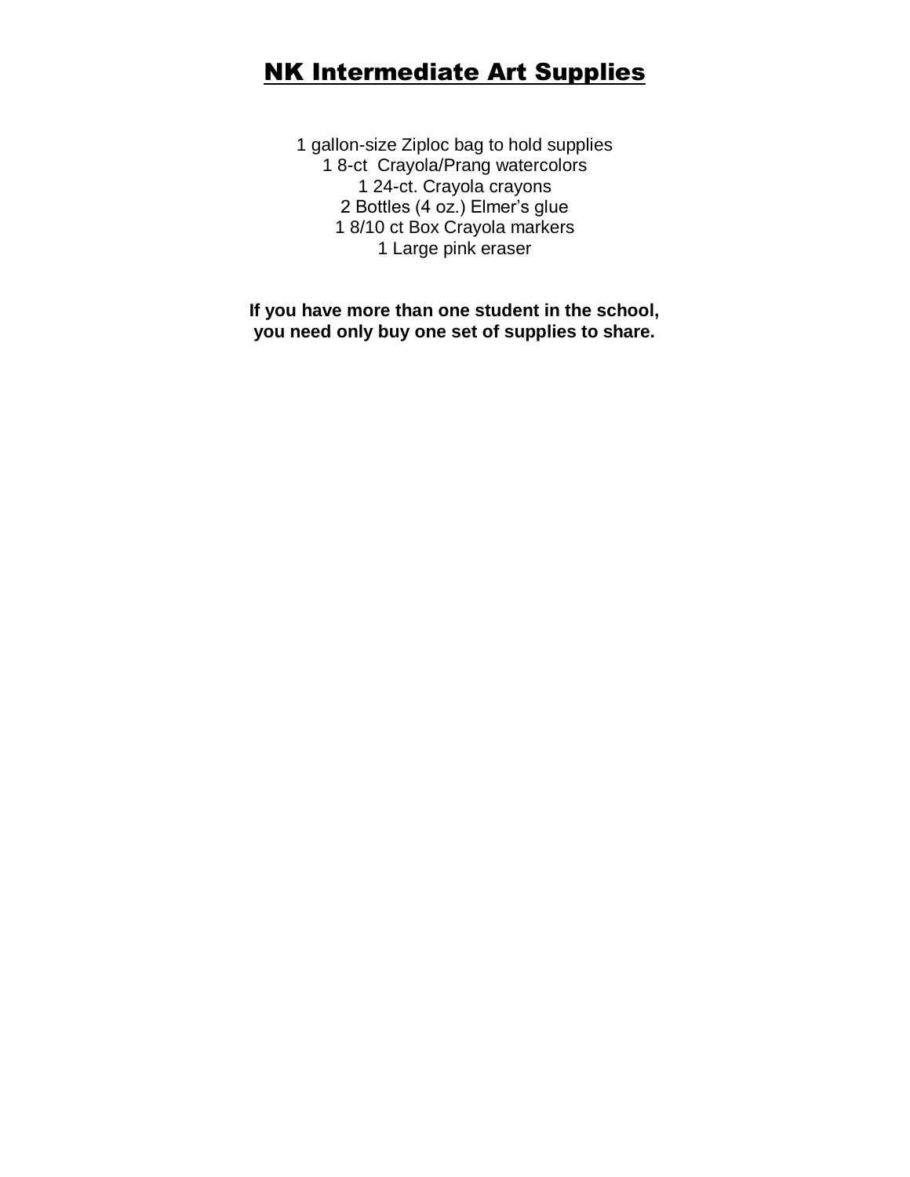# NK Intermediate Art Supplies

1 gallon-size Ziploc bag to hold supplies
1 8-ct Crayola/Prang watercolors
1 24-ct. Crayola crayons
2 Bottles (4 oz.) Elmer's glue
1 8/10 ct Box Crayola markers
1 Large pink eraser

**If you have more than one student in the school, you need only buy one set of supplies to share.**